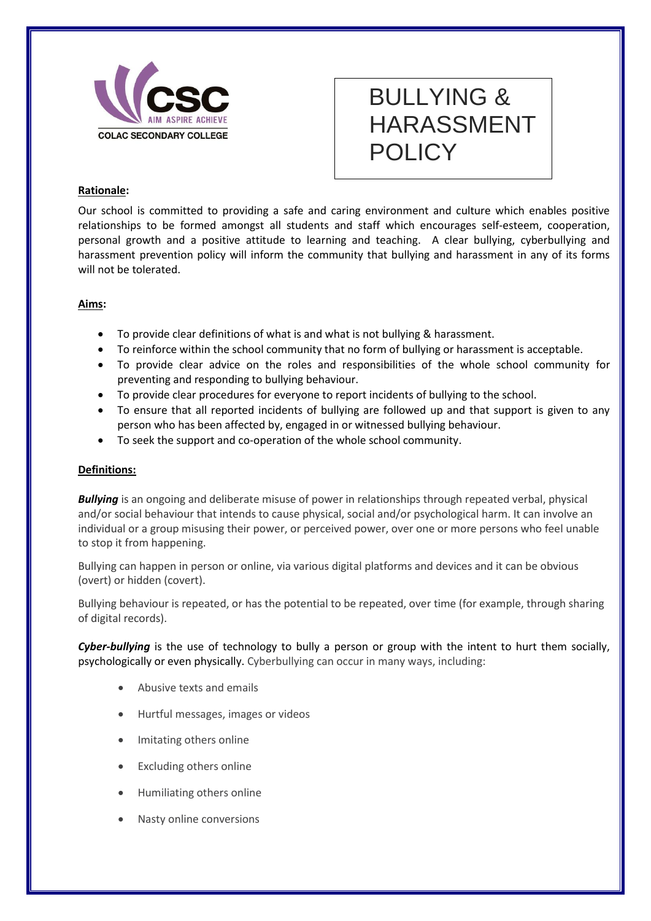# BULLYING & HARASSMENT POLICY

COLAC SECONDARY COLLEGE

AIM ASPIRE ACHIEVE

**Rationale:**

Our school is committed to providing a safe and caring environment and culture which enables positive relationships to be formed amongst all students and staff which encourages self-esteem, cooperation, personal growth and a positive attitude to learning and teaching. A clear bullying, cyberbullying and harassment prevention policy will inform the community that bullying and harassment in any of its forms will not be tolerated.

**Aims:**

- To provide clear definitions of what is and what is not bullying & harassment.
- To reinforce within the school community that no form of bullying or harassment is acceptable.
- To provide clear advice on the roles and responsibilities of the whole school community for preventing and responding to bullying behaviour.
- To provide clear procedures for everyone to report incidents of bullying to the school.
- To ensure that all reported incidents of bullying are followed up and that support is given to any person who has been affected by, engaged in or witnessed bullying behaviour.
- To seek the support and co-operation of the whole school community.

**Definitions:**

***Bullying*** is an ongoing and deliberate misuse of power in relationships through repeated verbal, physical and/or social behaviour that intends to cause physical, social and/or psychological harm. It can involve an individual or a group misusing their power, or perceived power, over one or more persons who feel unable to stop it from happening.

Bullying can happen in person or online, via various digital platforms and devices and it can be obvious (overt) or hidden (covert).

Bullying behaviour is repeated, or has the potential to be repeated, over time (for example, through sharing of digital records).

***Cyber-bullying*** is the use of technology to bully a person or group with the intent to hurt them socially, psychologically or even physically. Cyberbullying can occur in many ways, including:

- Abusive texts and emails
- Hurtful messages, images or videos
- Imitating others online
- Excluding others online
- Humiliating others online
- Nasty online conversions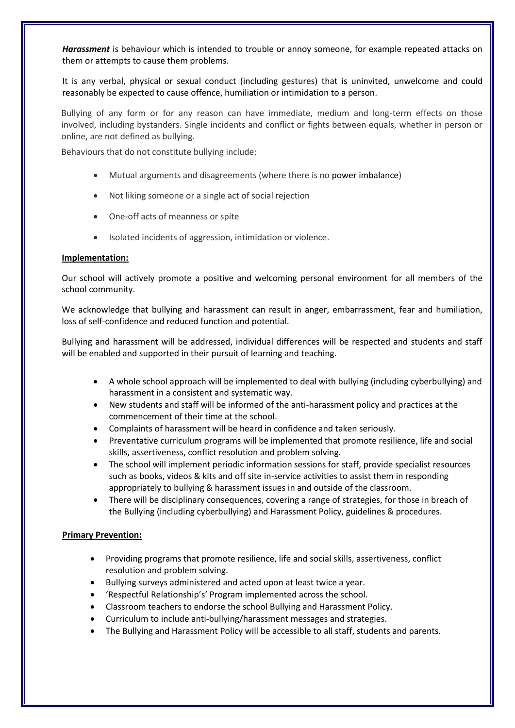***Harassment*** is behaviour which is intended to trouble or annoy someone, for example repeated attacks on them or attempts to cause them problems.

It is any verbal, physical or sexual conduct (including gestures) that is uninvited, unwelcome and could reasonably be expected to cause offence, humiliation or intimidation to a person.

Bullying of any form or for any reason can have immediate, medium and long-term effects on those involved, including bystanders. Single incidents and conflict or fights between equals, whether in person or online, are not defined as bullying.

Behaviours that do not constitute bullying include:

- Mutual arguments and disagreements (where there is no power imbalance)
- Not liking someone or a single act of social rejection
- One-off acts of meanness or spite
- Isolated incidents of aggression, intimidation or violence.

**Implementation:**

Our school will actively promote a positive and welcoming personal environment for all members of the school community.

We acknowledge that bullying and harassment can result in anger, embarrassment, fear and humiliation, loss of self-confidence and reduced function and potential.

Bullying and harassment will be addressed, individual differences will be respected and students and staff will be enabled and supported in their pursuit of learning and teaching.

- A whole school approach will be implemented to deal with bullying (including cyberbullying) and harassment in a consistent and systematic way.
- New students and staff will be informed of the anti-harassment policy and practices at the commencement of their time at the school.
- Complaints of harassment will be heard in confidence and taken seriously.
- Preventative curriculum programs will be implemented that promote resilience, life and social skills, assertiveness, conflict resolution and problem solving.
- The school will implement periodic information sessions for staff, provide specialist resources such as books, videos & kits and off site in-service activities to assist them in responding appropriately to bullying & harassment issues in and outside of the classroom.
- There will be disciplinary consequences, covering a range of strategies, for those in breach of the Bullying (including cyberbullying) and Harassment Policy, guidelines & procedures.

**Primary Prevention:**

- Providing programs that promote resilience, life and social skills, assertiveness, conflict resolution and problem solving.
- Bullying surveys administered and acted upon at least twice a year.
- 'Respectful Relationship's' Program implemented across the school.
- Classroom teachers to endorse the school Bullying and Harassment Policy.
- Curriculum to include anti-bullying/harassment messages and strategies.
- The Bullying and Harassment Policy will be accessible to all staff, students and parents.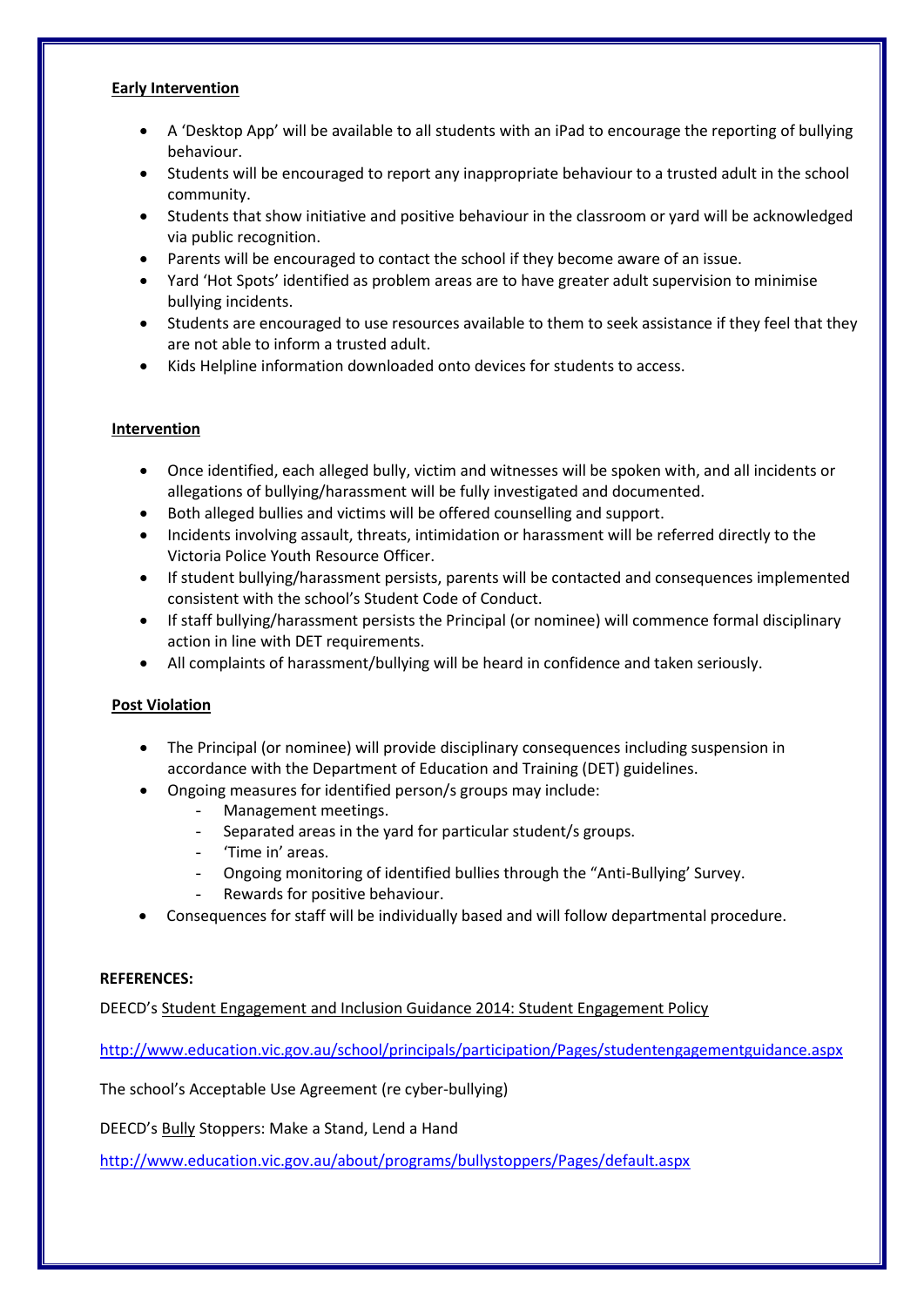**Early Intervention**

- A 'Desktop App' will be available to all students with an iPad to encourage the reporting of bullying behaviour.
- Students will be encouraged to report any inappropriate behaviour to a trusted adult in the school community.
- Students that show initiative and positive behaviour in the classroom or yard will be acknowledged via public recognition.
- Parents will be encouraged to contact the school if they become aware of an issue.
- Yard 'Hot Spots' identified as problem areas are to have greater adult supervision to minimise bullying incidents.
- Students are encouraged to use resources available to them to seek assistance if they feel that they are not able to inform a trusted adult.
- Kids Helpline information downloaded onto devices for students to access.

**Intervention**

- Once identified, each alleged bully, victim and witnesses will be spoken with, and all incidents or allegations of bullying/harassment will be fully investigated and documented.
- Both alleged bullies and victims will be offered counselling and support.
- Incidents involving assault, threats, intimidation or harassment will be referred directly to the Victoria Police Youth Resource Officer.
- If student bullying/harassment persists, parents will be contacted and consequences implemented consistent with the school's Student Code of Conduct.
- If staff bullying/harassment persists the Principal (or nominee) will commence formal disciplinary action in line with DET requirements.
- All complaints of harassment/bullying will be heard in confidence and taken seriously.

**Post Violation**

- The Principal (or nominee) will provide disciplinary consequences including suspension in accordance with the Department of Education and Training (DET) guidelines.
- Ongoing measures for identified person/s groups may include:
  - Management meetings.
  - Separated areas in the yard for particular student/s groups.
  - 'Time in' areas.
  - Ongoing monitoring of identified bullies through the "Anti-Bullying' Survey.
  - Rewards for positive behaviour.
- Consequences for staff will be individually based and will follow departmental procedure.

**REFERENCES:**

DEECD's Student Engagement and Inclusion Guidance 2014: Student Engagement Policy

http://www.education.vic.gov.au/school/principals/participation/Pages/studentengagementguidance.aspx

The school's Acceptable Use Agreement (re cyber-bullying)

DEECD's Bully Stoppers: Make a Stand, Lend a Hand

http://www.education.vic.gov.au/about/programs/bullystoppers/Pages/default.aspx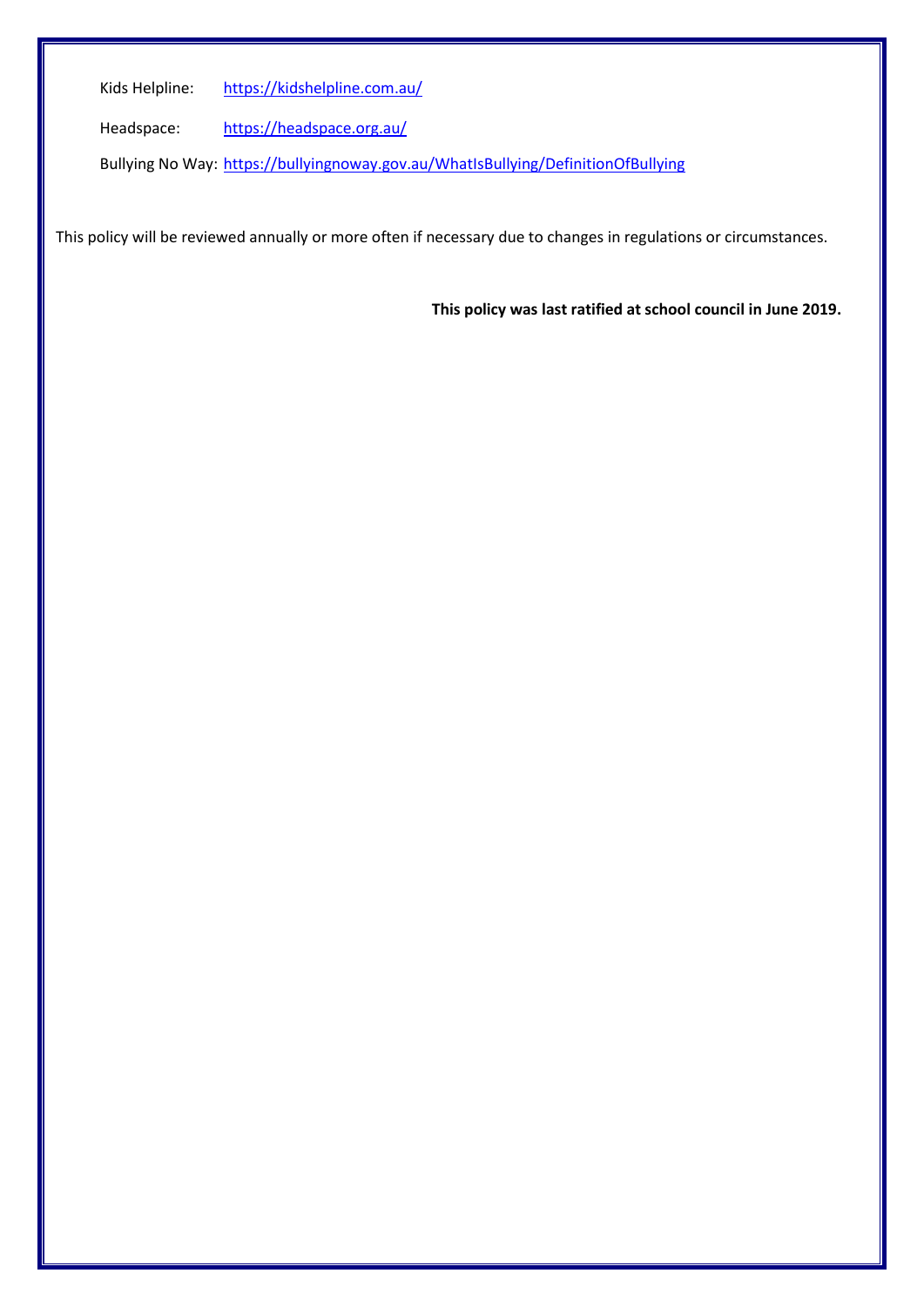Kids Helpline: https://kidshelpline.com.au/

Headspace: https://headspace.org.au/

Bullying No Way: https://bullyingnoway.gov.au/WhatIsBullying/DefinitionOfBullying

This policy will be reviewed annually or more often if necessary due to changes in regulations or circumstances.

**This policy was last ratified at school council in June 2019.**